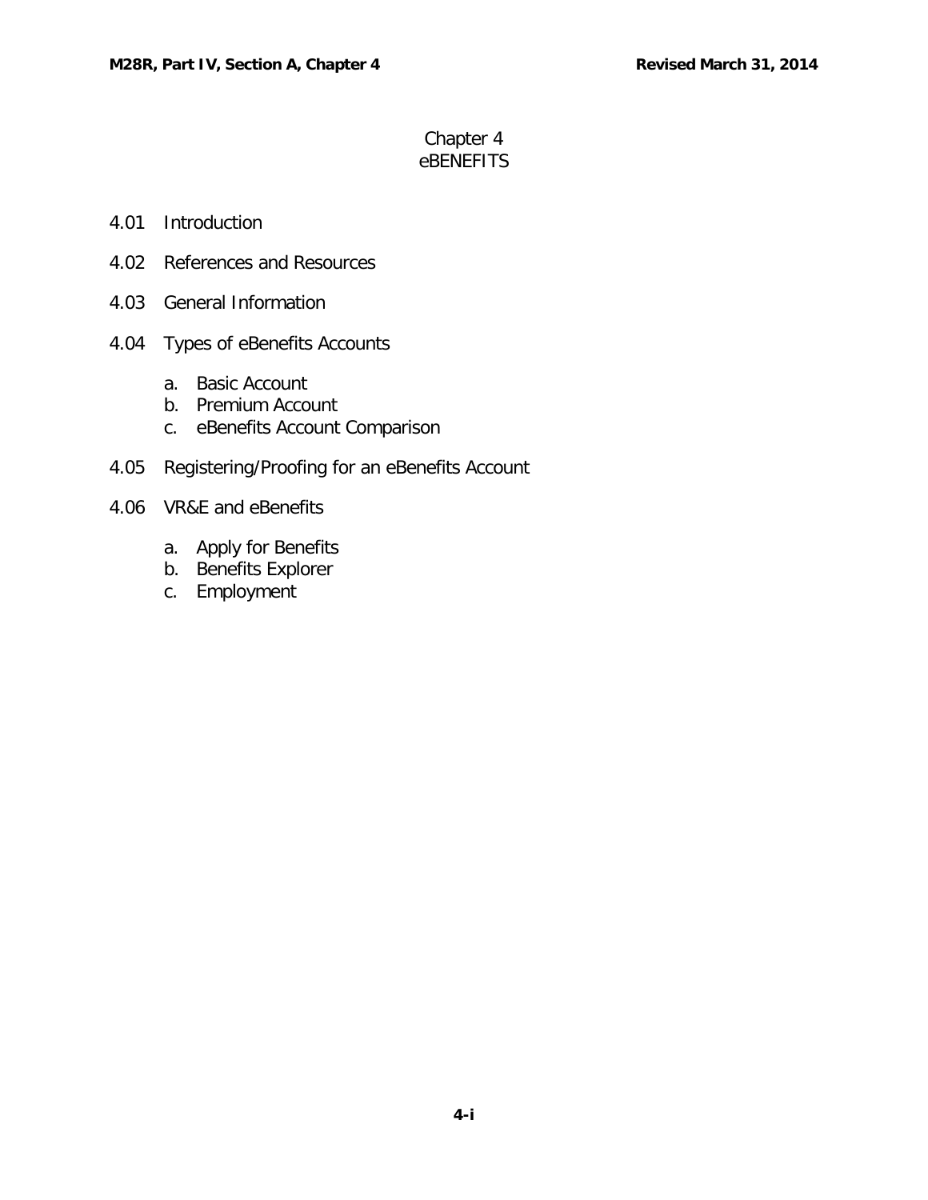# Chapter 4
# eBENEFITS

4.01 Introduction

4.02 References and Resources

4.03 General Information

4.04 Types of eBenefits Accounts

- a. Basic Account
- b. Premium Account
- c. eBenefits Account Comparison

4.05 Registering/Proofing for an eBenefits Account

4.06 VR&E and eBenefits

- a. Apply for Benefits
- b. Benefits Explorer
- c. Employment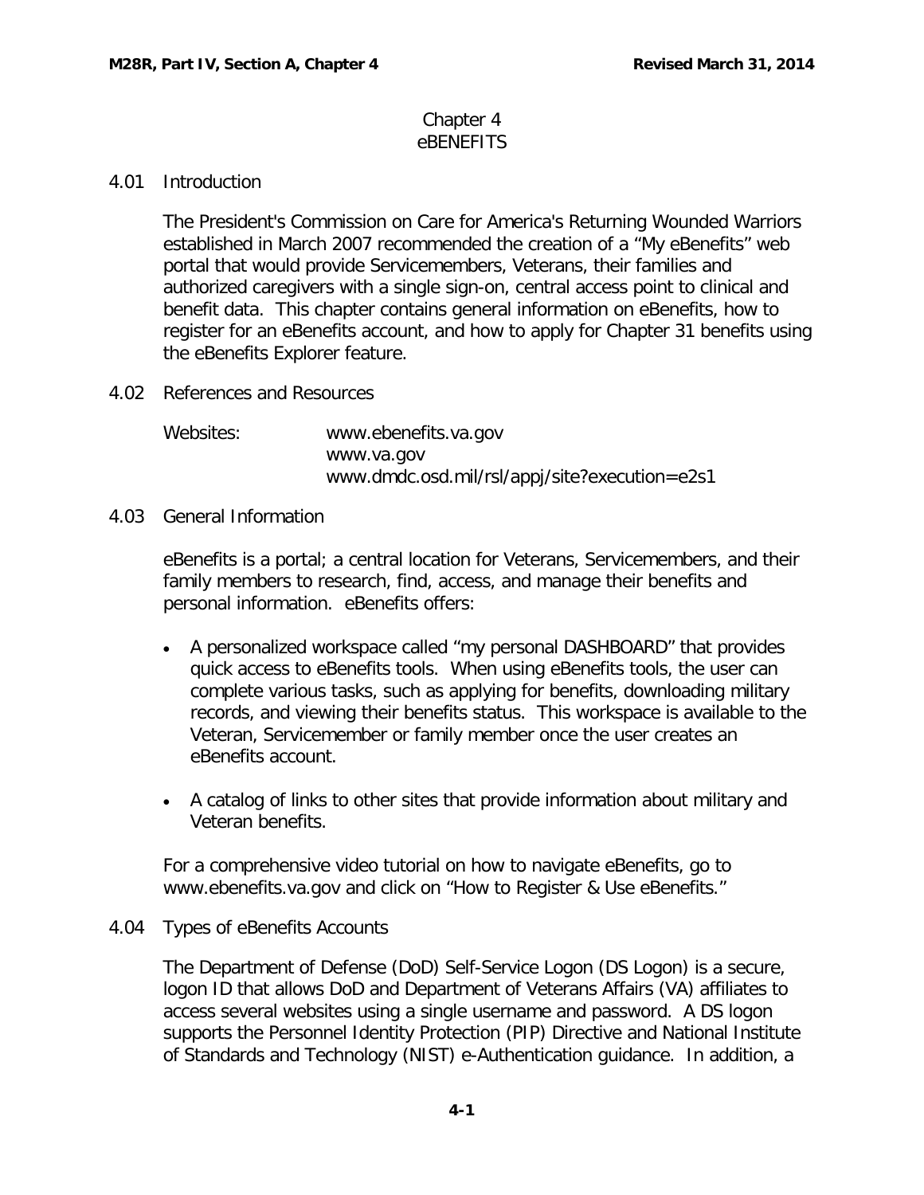# Chapter 4
# eBENEFITS

## 4.01 Introduction

The President's Commission on Care for America's Returning Wounded Warriors established in March 2007 recommended the creation of a "My eBenefits" web portal that would provide Servicemembers, Veterans, their families and authorized caregivers with a single sign-on, central access point to clinical and benefit data. This chapter contains general information on eBenefits, how to register for an eBenefits account, and how to apply for Chapter 31 benefits using the eBenefits Explorer feature.

## 4.02 References and Resources

Websites: www.ebenefits.va.gov
www.va.gov
www.dmdc.osd.mil/rsl/appj/site?execution=e2s1

## 4.03 General Information

eBenefits is a portal; a central location for Veterans, Servicemembers, and their family members to research, find, access, and manage their benefits and personal information. eBenefits offers:

- A personalized workspace called "my personal DASHBOARD" that provides quick access to eBenefits tools. When using eBenefits tools, the user can complete various tasks, such as applying for benefits, downloading military records, and viewing their benefits status. This workspace is available to the Veteran, Servicemember or family member once the user creates an eBenefits account.
- A catalog of links to other sites that provide information about military and Veteran benefits.

For a comprehensive video tutorial on how to navigate eBenefits, go to www.ebenefits.va.gov and click on "How to Register & Use eBenefits."

## 4.04 Types of eBenefits Accounts

The Department of Defense (DoD) Self-Service Logon (DS Logon) is a secure, logon ID that allows DoD and Department of Veterans Affairs (VA) affiliates to access several websites using a single username and password. A DS logon supports the Personnel Identity Protection (PIP) Directive and National Institute of Standards and Technology (NIST) e-Authentication guidance. In addition, a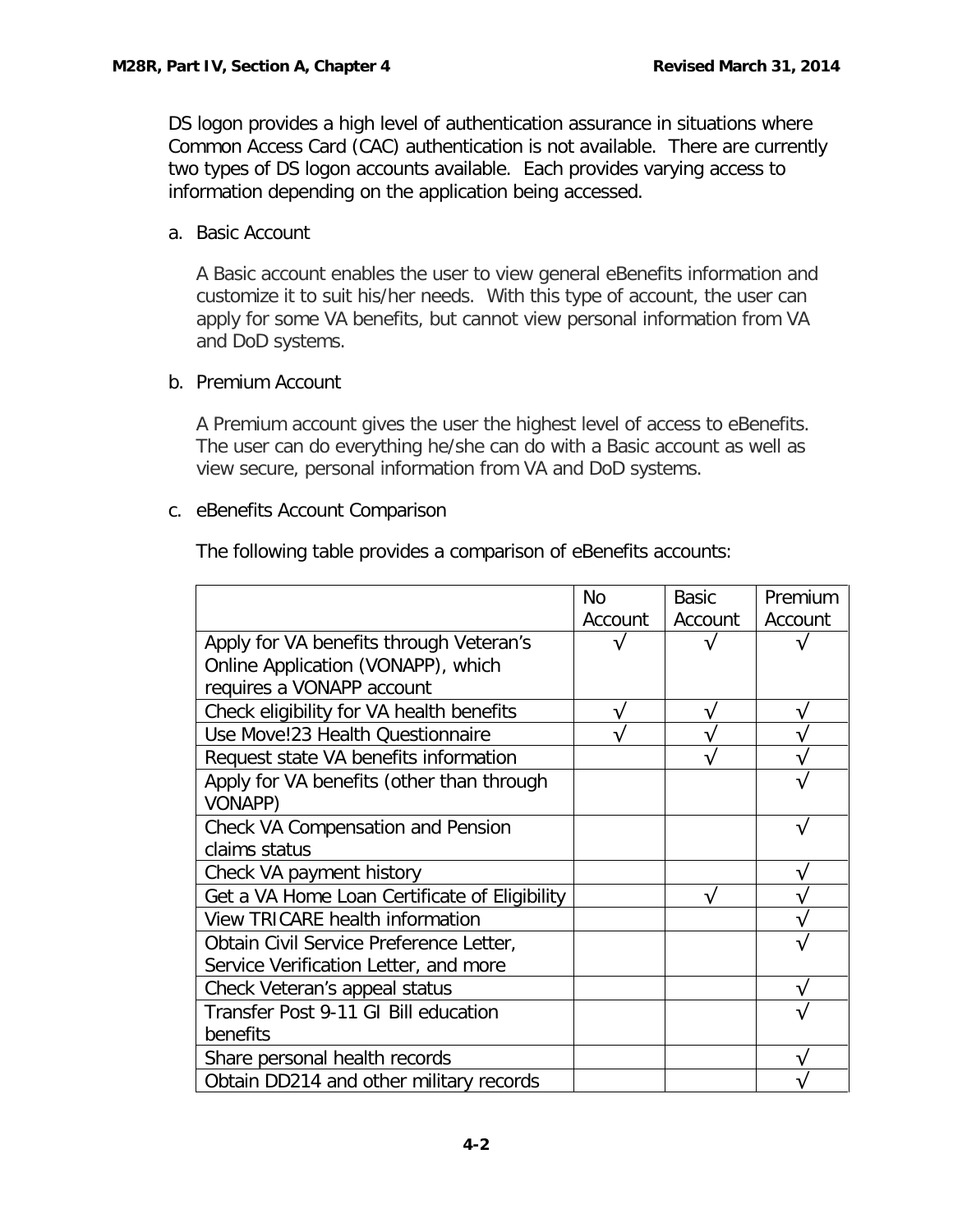DS logon provides a high level of authentication assurance in situations where Common Access Card (CAC) authentication is not available. There are currently two types of DS logon accounts available. Each provides varying access to information depending on the application being accessed.

a. Basic Account

A Basic account enables the user to view general eBenefits information and customize it to suit his/her needs. With this type of account, the user can apply for some VA benefits, but cannot view personal information from VA and DoD systems.

b. Premium Account

A Premium account gives the user the highest level of access to eBenefits. The user can do everything he/she can do with a Basic account as well as view secure, personal information from VA and DoD systems.

c. eBenefits Account Comparison

The following table provides a comparison of eBenefits accounts:

| | No Account | Basic Account | Premium Account |
|---|---|---|---|
| Apply for VA benefits through Veteran's Online Application (VONAPP), which requires a VONAPP account | √ | √ | √ |
| Check eligibility for VA health benefits | √ | √ | √ |
| Use Move!23 Health Questionnaire | √ | √ | √ |
| Request state VA benefits information | | √ | √ |
| Apply for VA benefits (other than through VONAPP) | | | √ |
| Check VA Compensation and Pension claims status | | | √ |
| Check VA payment history | | | √ |
| Get a VA Home Loan Certificate of Eligibility | | √ | √ |
| View TRICARE health information | | | √ |
| Obtain Civil Service Preference Letter, Service Verification Letter, and more | | | √ |
| Check Veteran's appeal status | | | √ |
| Transfer Post 9-11 GI Bill education benefits | | | √ |
| Share personal health records | | | √ |
| Obtain DD214 and other military records | | | √ |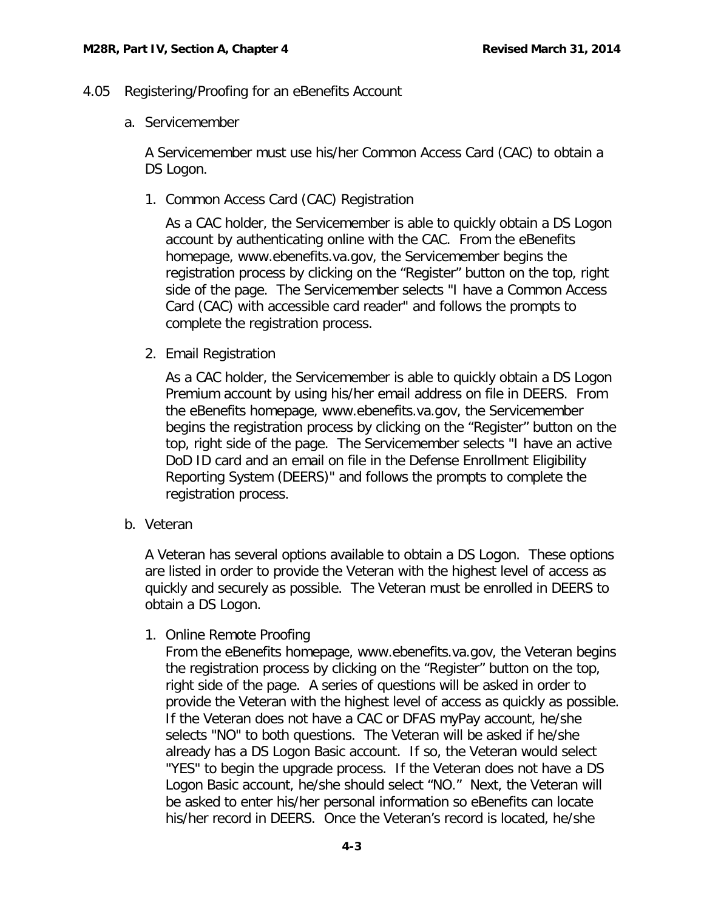## 4.05 Registering/Proofing for an eBenefits Account

### a. Servicemember

A Servicemember must use his/her Common Access Card (CAC) to obtain a DS Logon.

1. Common Access Card (CAC) Registration

   As a CAC holder, the Servicemember is able to quickly obtain a DS Logon account by authenticating online with the CAC. From the eBenefits homepage, www.ebenefits.va.gov, the Servicemember begins the registration process by clicking on the "Register" button on the top, right side of the page. The Servicemember selects "I have a Common Access Card (CAC) with accessible card reader" and follows the prompts to complete the registration process.

2. Email Registration

   As a CAC holder, the Servicemember is able to quickly obtain a DS Logon Premium account by using his/her email address on file in DEERS. From the eBenefits homepage, www.ebenefits.va.gov, the Servicemember begins the registration process by clicking on the "Register" button on the top, right side of the page. The Servicemember selects "I have an active DoD ID card and an email on file in the Defense Enrollment Eligibility Reporting System (DEERS)" and follows the prompts to complete the registration process.

### b. Veteran

A Veteran has several options available to obtain a DS Logon. These options are listed in order to provide the Veteran with the highest level of access as quickly and securely as possible. The Veteran must be enrolled in DEERS to obtain a DS Logon.

1. Online Remote Proofing
   From the eBenefits homepage, www.ebenefits.va.gov, the Veteran begins the registration process by clicking on the "Register" button on the top, right side of the page. A series of questions will be asked in order to provide the Veteran with the highest level of access as quickly as possible. If the Veteran does not have a CAC or DFAS myPay account, he/she selects "NO" to both questions. The Veteran will be asked if he/she already has a DS Logon Basic account. If so, the Veteran would select "YES" to begin the upgrade process. If the Veteran does not have a DS Logon Basic account, he/she should select "NO." Next, the Veteran will be asked to enter his/her personal information so eBenefits can locate his/her record in DEERS. Once the Veteran's record is located, he/she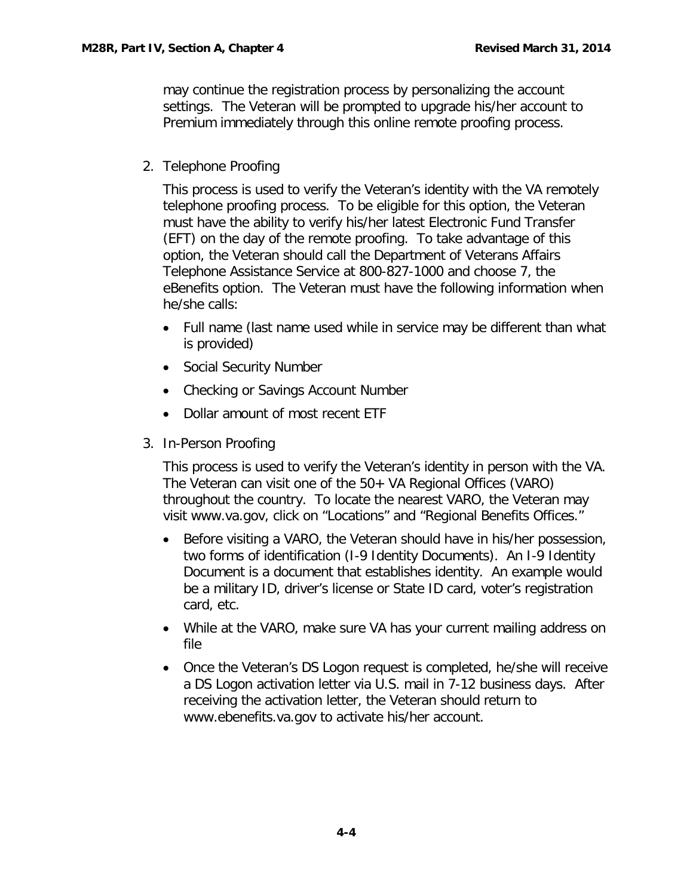may continue the registration process by personalizing the account settings. The Veteran will be prompted to upgrade his/her account to Premium immediately through this online remote proofing process.

2. Telephone Proofing

   This process is used to verify the Veteran's identity with the VA remotely telephone proofing process. To be eligible for this option, the Veteran must have the ability to verify his/her latest Electronic Fund Transfer (EFT) on the day of the remote proofing. To take advantage of this option, the Veteran should call the Department of Veterans Affairs Telephone Assistance Service at 800-827-1000 and choose 7, the eBenefits option. The Veteran must have the following information when he/she calls:

   - Full name (last name used while in service may be different than what is provided)
   - Social Security Number
   - Checking or Savings Account Number
   - Dollar amount of most recent ETF

3. In-Person Proofing

   This process is used to verify the Veteran's identity in person with the VA. The Veteran can visit one of the 50+ VA Regional Offices (VARO) throughout the country. To locate the nearest VARO, the Veteran may visit www.va.gov, click on "Locations" and "Regional Benefits Offices."

   - Before visiting a VARO, the Veteran should have in his/her possession, two forms of identification (I-9 Identity Documents). An I-9 Identity Document is a document that establishes identity. An example would be a military ID, driver's license or State ID card, voter's registration card, etc.
   - While at the VARO, make sure VA has your current mailing address on file
   - Once the Veteran's DS Logon request is completed, he/she will receive a DS Logon activation letter via U.S. mail in 7-12 business days. After receiving the activation letter, the Veteran should return to www.ebenefits.va.gov to activate his/her account.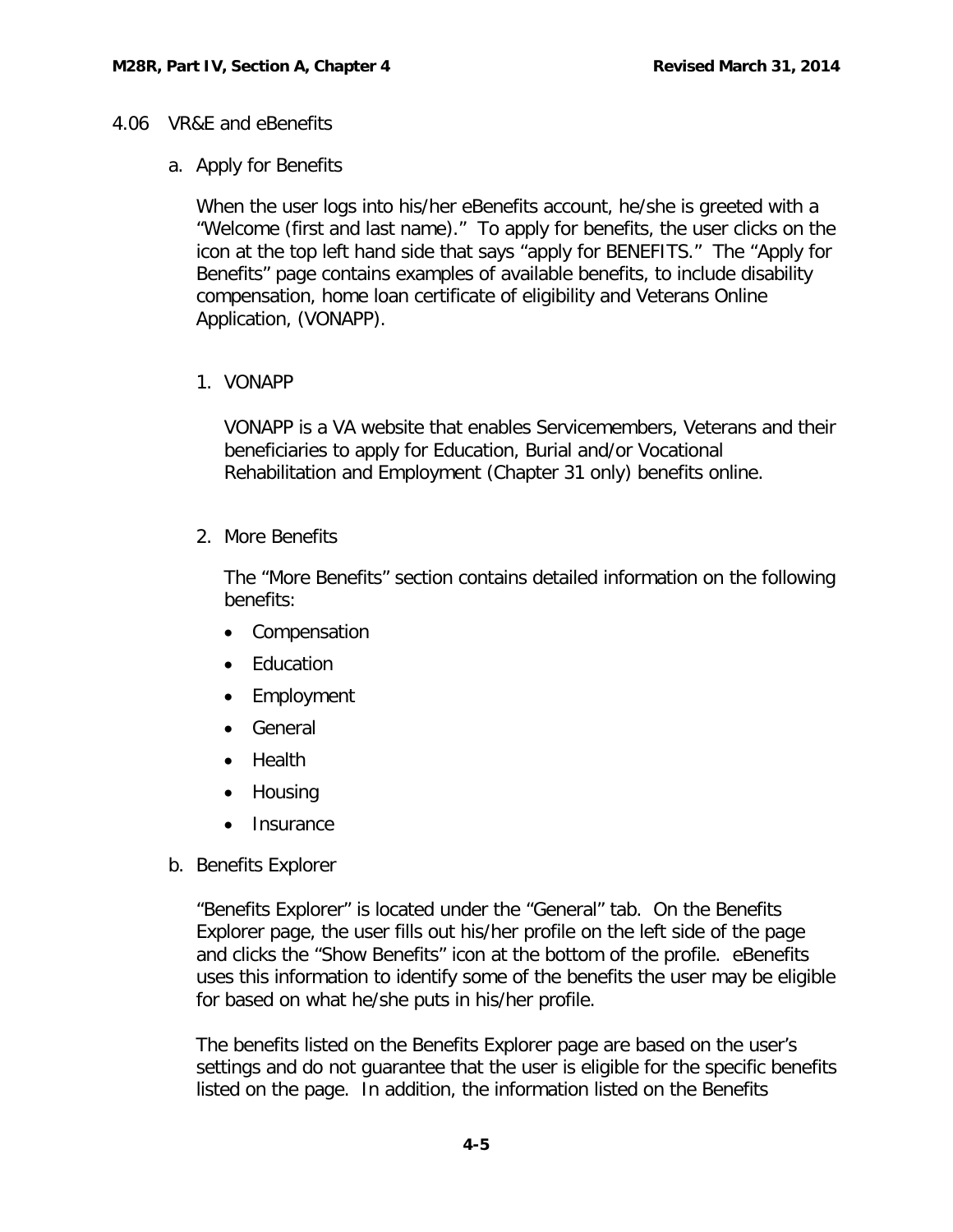## 4.06 VR&E and eBenefits

### a. Apply for Benefits

When the user logs into his/her eBenefits account, he/she is greeted with a "Welcome (first and last name)." To apply for benefits, the user clicks on the icon at the top left hand side that says "apply for BENEFITS." The "Apply for Benefits" page contains examples of available benefits, to include disability compensation, home loan certificate of eligibility and Veterans Online Application, (VONAPP).

#### 1. VONAPP

VONAPP is a VA website that enables Servicemembers, Veterans and their beneficiaries to apply for Education, Burial and/or Vocational Rehabilitation and Employment (Chapter 31 only) benefits online.

#### 2. More Benefits

The "More Benefits" section contains detailed information on the following benefits:

- Compensation
- Education
- Employment
- General
- Health
- Housing
- Insurance

### b. Benefits Explorer

"Benefits Explorer" is located under the "General" tab. On the Benefits Explorer page, the user fills out his/her profile on the left side of the page and clicks the "Show Benefits" icon at the bottom of the profile. eBenefits uses this information to identify some of the benefits the user may be eligible for based on what he/she puts in his/her profile.

The benefits listed on the Benefits Explorer page are based on the user's settings and do not guarantee that the user is eligible for the specific benefits listed on the page. In addition, the information listed on the Benefits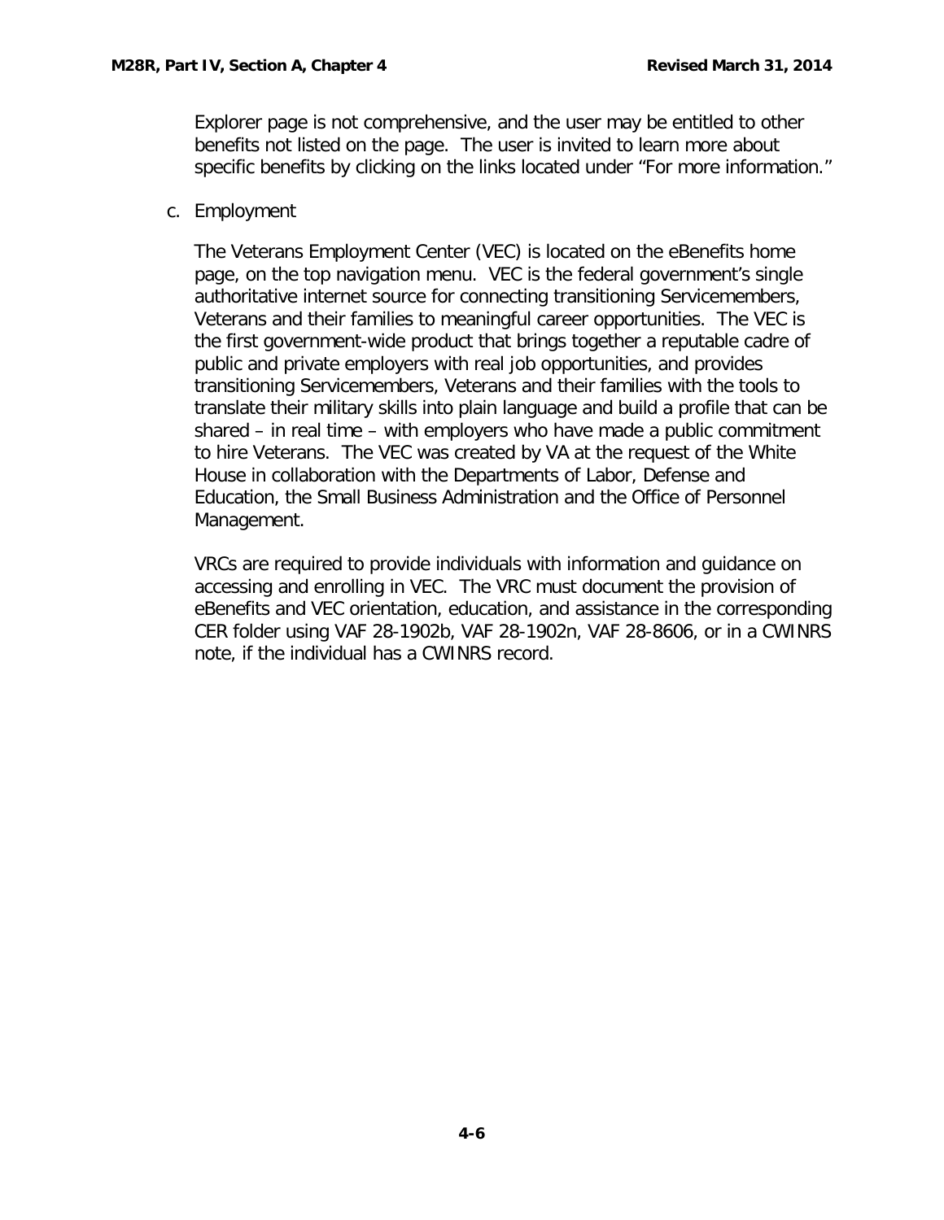Explorer page is not comprehensive, and the user may be entitled to other benefits not listed on the page. The user is invited to learn more about specific benefits by clicking on the links located under "For more information."

c. Employment

The Veterans Employment Center (VEC) is located on the eBenefits home page, on the top navigation menu. VEC is the federal government's single authoritative internet source for connecting transitioning Servicemembers, Veterans and their families to meaningful career opportunities. The VEC is the first government-wide product that brings together a reputable cadre of public and private employers with real job opportunities, and provides transitioning Servicemembers, Veterans and their families with the tools to translate their military skills into plain language and build a profile that can be shared – in real time – with employers who have made a public commitment to hire Veterans. The VEC was created by VA at the request of the White House in collaboration with the Departments of Labor, Defense and Education, the Small Business Administration and the Office of Personnel Management.

VRCs are required to provide individuals with information and guidance on accessing and enrolling in VEC. The VRC must document the provision of eBenefits and VEC orientation, education, and assistance in the corresponding CER folder using VAF 28-1902b, VAF 28-1902n, VAF 28-8606, or in a CWINRS note, if the individual has a CWINRS record.